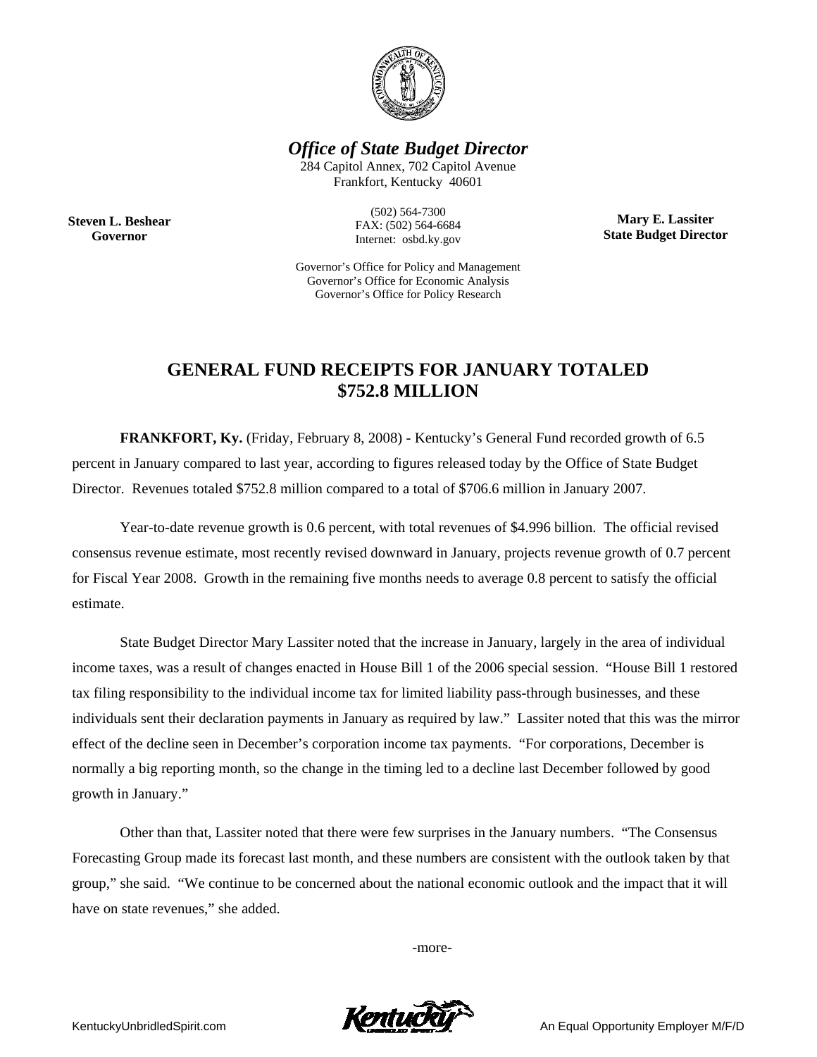***Office of State Budget Director***

284 Capitol Annex, 702 Capitol Avenue
Frankfort, Kentucky 40601

(502) 564-7300
FAX: (502) 564-6684
Internet: osbd.ky.gov

**Steven L. Beshear**
**Governor**

**Mary E. Lassiter**
**State Budget Director**

Governor's Office for Policy and Management
Governor's Office for Economic Analysis
Governor's Office for Policy Research

# GENERAL FUND RECEIPTS FOR JANUARY TOTALED $752.8 MILLION

**FRANKFORT, Ky.** (Friday, February 8, 2008) - Kentucky's General Fund recorded growth of 6.5 percent in January compared to last year, according to figures released today by the Office of State Budget Director. Revenues totaled $752.8 million compared to a total of $706.6 million in January 2007.

Year-to-date revenue growth is 0.6 percent, with total revenues of $4.996 billion. The official revised consensus revenue estimate, most recently revised downward in January, projects revenue growth of 0.7 percent for Fiscal Year 2008. Growth in the remaining five months needs to average 0.8 percent to satisfy the official estimate.

State Budget Director Mary Lassiter noted that the increase in January, largely in the area of individual income taxes, was a result of changes enacted in House Bill 1 of the 2006 special session. "House Bill 1 restored tax filing responsibility to the individual income tax for limited liability pass-through businesses, and these individuals sent their declaration payments in January as required by law." Lassiter noted that this was the mirror effect of the decline seen in December's corporation income tax payments. "For corporations, December is normally a big reporting month, so the change in the timing led to a decline last December followed by good growth in January."

Other than that, Lassiter noted that there were few surprises in the January numbers. "The Consensus Forecasting Group made its forecast last month, and these numbers are consistent with the outlook taken by that group," she said. "We continue to be concerned about the national economic outlook and the impact that it will have on state revenues," she added.

-more-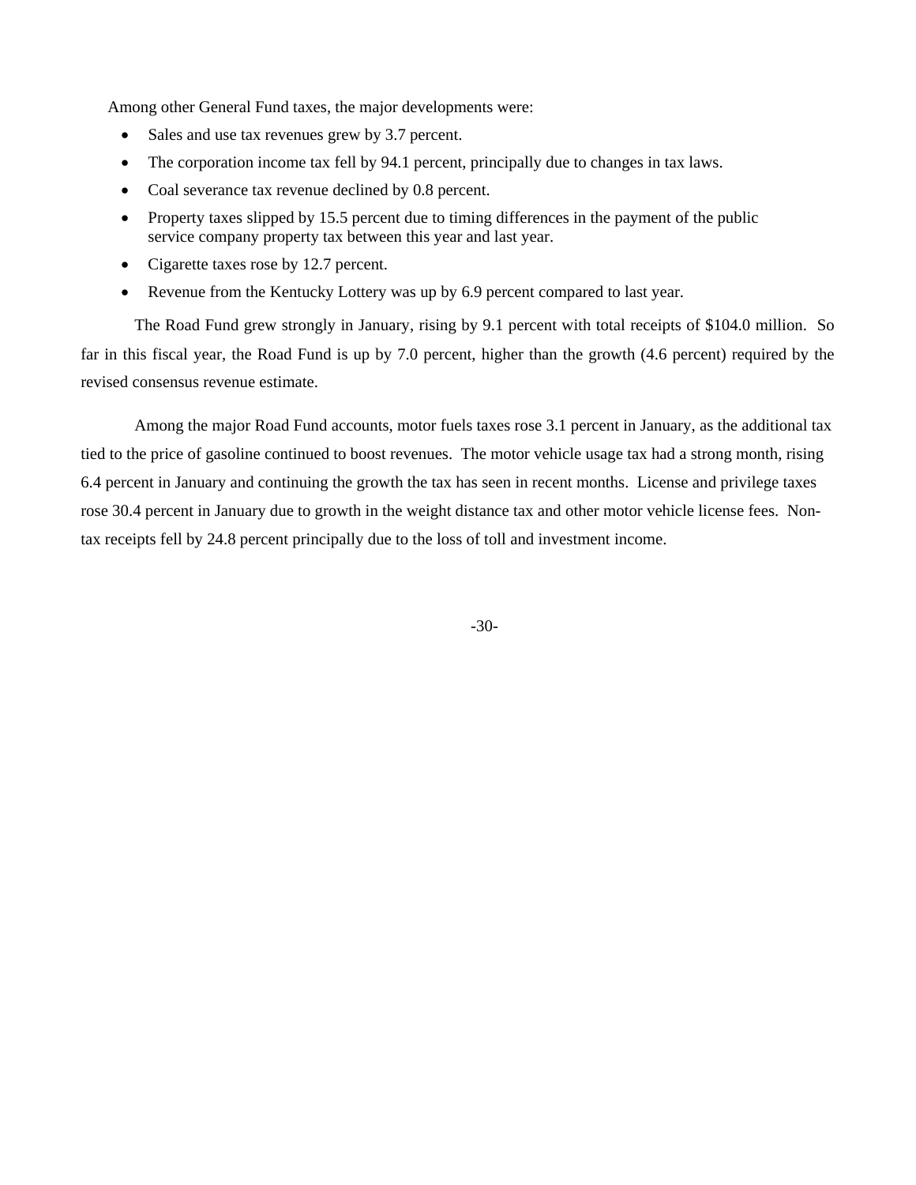Among other General Fund taxes, the major developments were:

- Sales and use tax revenues grew by 3.7 percent.
- The corporation income tax fell by 94.1 percent, principally due to changes in tax laws.
- Coal severance tax revenue declined by 0.8 percent.
- Property taxes slipped by 15.5 percent due to timing differences in the payment of the public service company property tax between this year and last year.
- Cigarette taxes rose by 12.7 percent.
- Revenue from the Kentucky Lottery was up by 6.9 percent compared to last year.

The Road Fund grew strongly in January, rising by 9.1 percent with total receipts of $104.0 million. So far in this fiscal year, the Road Fund is up by 7.0 percent, higher than the growth (4.6 percent) required by the revised consensus revenue estimate.

Among the major Road Fund accounts, motor fuels taxes rose 3.1 percent in January, as the additional tax tied to the price of gasoline continued to boost revenues. The motor vehicle usage tax had a strong month, rising 6.4 percent in January and continuing the growth the tax has seen in recent months. License and privilege taxes rose 30.4 percent in January due to growth in the weight distance tax and other motor vehicle license fees. Non-tax receipts fell by 24.8 percent principally due to the loss of toll and investment income.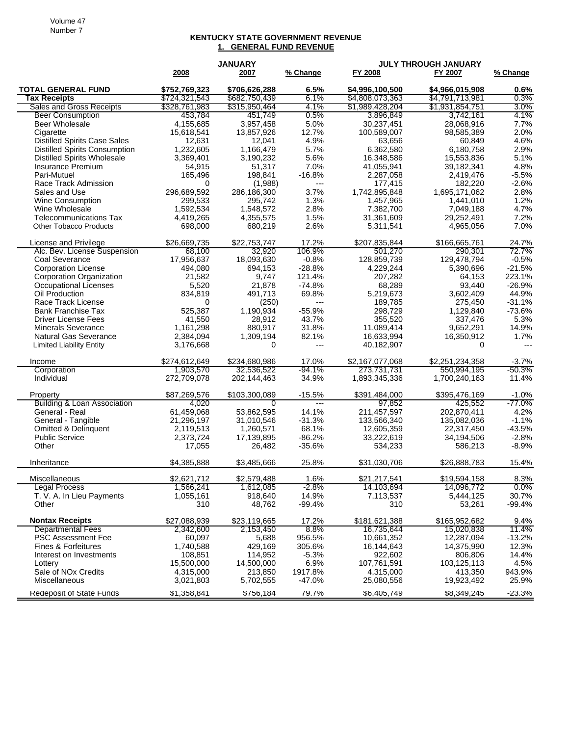**KENTUCKY STATE GOVERNMENT REVENUE**

**1. GENERAL FUND REVENUE**

| | JANUARY | | | JULY THROUGH JANUARY | | |
|---|---|---|---|---|---|---|
| | **2008** | **2007** | **% Change** | **FY 2008** | **FY 2007** | **% Change** |
| **TOTAL GENERAL FUND** | **$752,769,323** | **$706,626,288** | **6.5%** | **$4,996,100,500** | **$4,966,015,908** | **0.6%** |
| **Tax Receipts** | $724,321,543 | $682,750,439 | 6.1% | $4,808,073,363 | $4,791,713,981 | 0.3% |
| Sales and Gross Receipts | $328,761,983 | $315,950,464 | 4.1% | $1,989,428,204 | $1,931,854,751 | 3.0% |
| Beer Consumption | 453,784 | 451,749 | 0.5% | 3,896,849 | 3,742,161 | 4.1% |
| Beer Wholesale | 4,155,685 | 3,957,458 | 5.0% | 30,237,451 | 28,068,916 | 7.7% |
| Cigarette | 15,618,541 | 13,857,926 | 12.7% | 100,589,007 | 98,585,389 | 2.0% |
| Distilled Spirits Case Sales | 12,631 | 12,041 | 4.9% | 63,656 | 60,849 | 4.6% |
| Distilled Spirits Consumption | 1,232,605 | 1,166,479 | 5.7% | 6,362,580 | 6,180,758 | 2.9% |
| Distilled Spirits Wholesale | 3,369,401 | 3,190,232 | 5.6% | 16,348,586 | 15,553,836 | 5.1% |
| Insurance Premium | 54,915 | 51,317 | 7.0% | 41,055,941 | 39,182,341 | 4.8% |
| Pari-Mutuel | 165,496 | 198,841 | -16.8% | 2,287,058 | 2,419,476 | -5.5% |
| Race Track Admission | 0 | (1,988) | --- | 177,415 | 182,220 | -2.6% |
| Sales and Use | 296,689,592 | 286,186,300 | 3.7% | 1,742,895,848 | 1,695,171,062 | 2.8% |
| Wine Consumption | 299,533 | 295,742 | 1.3% | 1,457,965 | 1,441,010 | 1.2% |
| Wine Wholesale | 1,592,534 | 1,548,572 | 2.8% | 7,382,700 | 7,049,188 | 4.7% |
| Telecommunications Tax | 4,419,265 | 4,355,575 | 1.5% | 31,361,609 | 29,252,491 | 7.2% |
| Other Tobacco Products | 698,000 | 680,219 | 2.6% | 5,311,541 | 4,965,056 | 7.0% |
| | | | | | | |
| License and Privilege | $26,669,735 | $22,753,747 | 17.2% | $207,835,844 | $166,665,761 | 24.7% |
| Alc. Bev. License Suspension | 68,100 | 32,920 | 106.9% | 501,270 | 290,301 | 72.7% |
| Coal Severance | 17,956,637 | 18,093,630 | -0.8% | 128,859,739 | 129,478,794 | -0.5% |
| Corporation License | 494,080 | 694,153 | -28.8% | 4,229,244 | 5,390,696 | -21.5% |
| Corporation Organization | 21,582 | 9,747 | 121.4% | 207,282 | 64,153 | 223.1% |
| Occupational Licenses | 5,520 | 21,878 | -74.8% | 68,289 | 93,440 | -26.9% |
| Oil Production | 834,819 | 491,713 | 69.8% | 5,219,673 | 3,602,409 | 44.9% |
| Race Track License | 0 | (250) | --- | 189,785 | 275,450 | -31.1% |
| Bank Franchise Tax | 525,387 | 1,190,934 | -55.9% | 298,729 | 1,129,840 | -73.6% |
| Driver License Fees | 41,550 | 28,912 | 43.7% | 355,520 | 337,476 | 5.3% |
| Minerals Severance | 1,161,298 | 880,917 | 31.8% | 11,089,414 | 9,652,291 | 14.9% |
| Natural Gas Severance | 2,384,094 | 1,309,194 | 82.1% | 16,633,994 | 16,350,912 | 1.7% |
| Limited Liability Entity | 3,176,668 | 0 | --- | 40,182,907 | 0 | --- |
| | | | | | | |
| Income | $274,612,649 | $234,680,986 | 17.0% | $2,167,077,068 | $2,251,234,358 | -3.7% |
| Corporation | 1,903,570 | 32,536,522 | -94.1% | 273,731,731 | 550,994,195 | -50.3% |
| Individual | 272,709,078 | 202,144,463 | 34.9% | 1,893,345,336 | 1,700,240,163 | 11.4% |
| | | | | | | |
| Property | $87,269,576 | $103,300,089 | -15.5% | $391,484,000 | $395,476,169 | -1.0% |
| Building & Loan Association | 4,020 | 0 | --- | 97,852 | 425,552 | -77.0% |
| General - Real | 61,459,068 | 53,862,595 | 14.1% | 211,457,597 | 202,870,411 | 4.2% |
| General - Tangible | 21,296,197 | 31,010,546 | -31.3% | 133,566,340 | 135,082,036 | -1.1% |
| Omitted & Delinquent | 2,119,513 | 1,260,571 | 68.1% | 12,605,359 | 22,317,450 | -43.5% |
| Public Service | 2,373,724 | 17,139,895 | -86.2% | 33,222,619 | 34,194,506 | -2.8% |
| Other | 17,055 | 26,482 | -35.6% | 534,233 | 586,213 | -8.9% |
| | | | | | | |
| Inheritance | $4,385,888 | $3,485,666 | 25.8% | $31,030,706 | $26,888,783 | 15.4% |
| | | | | | | |
| Miscellaneous | $2,621,712 | $2,579,488 | 1.6% | $21,217,541 | $19,594,158 | 8.3% |
| Legal Process | 1,566,241 | 1,612,085 | -2.8% | 14,103,694 | 14,096,772 | 0.0% |
| T. V. A. In Lieu Payments | 1,055,161 | 918,640 | 14.9% | 7,113,537 | 5,444,125 | 30.7% |
| Other | 310 | 48,762 | -99.4% | 310 | 53,261 | -99.4% |
| | | | | | | |
| **Nontax Receipts** | $27,088,939 | $23,119,665 | 17.2% | $181,621,388 | $165,952,682 | 9.4% |
| Departmental Fees | 2,342,600 | 2,153,450 | 8.8% | 16,735,644 | 15,020,838 | 11.4% |
| PSC Assessment Fee | 60,097 | 5,688 | 956.5% | 10,661,352 | 12,287,094 | -13.2% |
| Fines & Forfeitures | 1,740,588 | 429,169 | 305.6% | 16,144,643 | 14,375,990 | 12.3% |
| Interest on Investments | 108,851 | 114,952 | -5.3% | 922,602 | 806,806 | 14.4% |
| Lottery | 15,500,000 | 14,500,000 | 6.9% | 107,761,591 | 103,125,113 | 4.5% |
| Sale of NOx Credits | 4,315,000 | 213,850 | 1917.8% | 4,315,000 | 413,350 | 943.9% |
| Miscellaneous | 3,021,803 | 5,702,555 | -47.0% | 25,080,556 | 19,923,492 | 25.9% |
| | | | | | | |
| Redeposit of State Funds | $1,358,841 | $756,184 | 79.7% | $6,405,749 | $8,349,245 | -23.3% |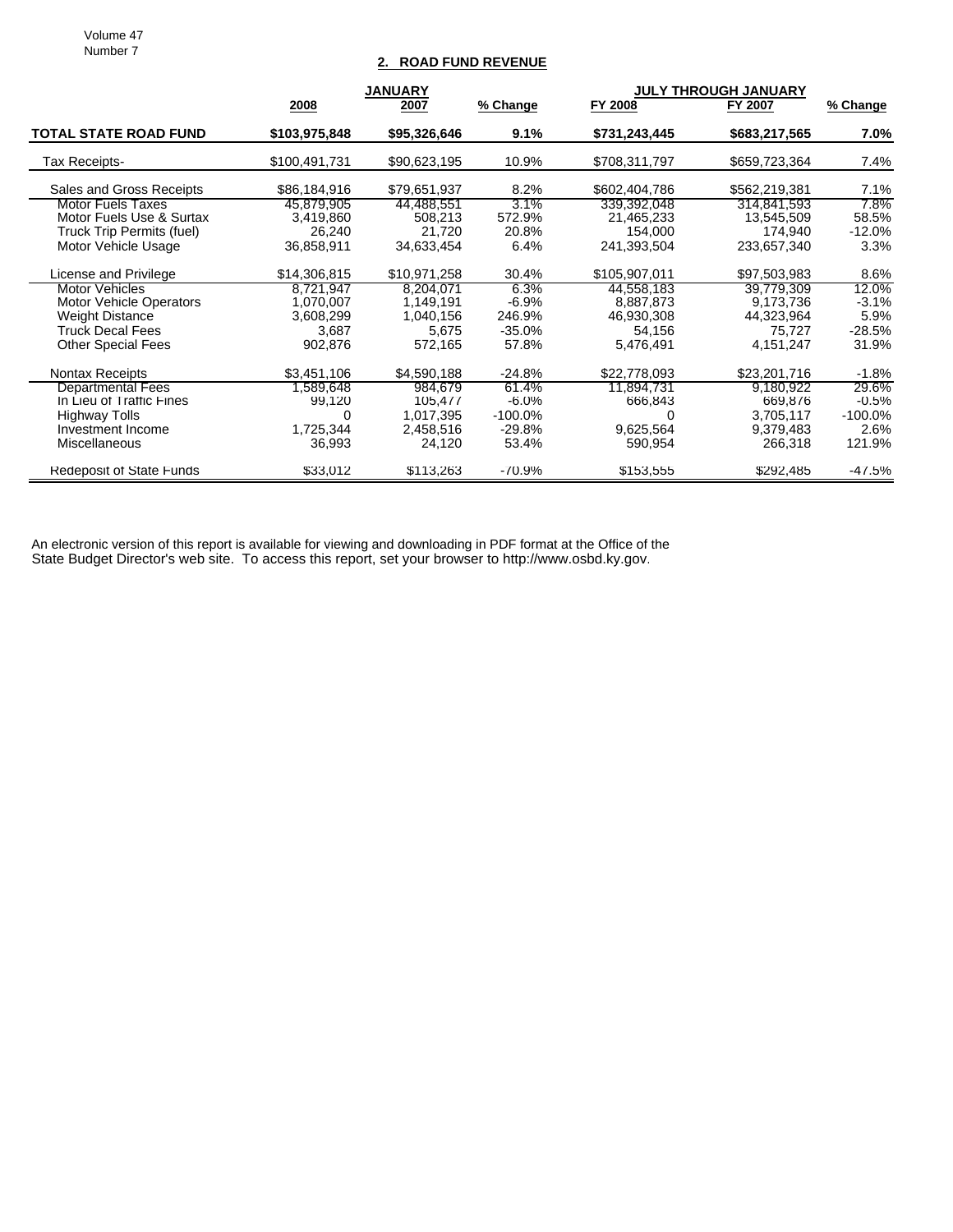## 2. ROAD FUND REVENUE

| | JANUARY | | | JULY THROUGH JANUARY | | |
|---|---|---|---|---|---|---|
| | 2008 | 2007 | % Change | FY 2008 | FY 2007 | % Change |
| **TOTAL STATE ROAD FUND** | **$103,975,848** | **$95,326,646** | **9.1%** | **$731,243,445** | **$683,217,565** | **7.0%** |
| Tax Receipts- | $100,491,731 | $90,623,195 | 10.9% | $708,311,797 | $659,723,364 | 7.4% |
| Sales and Gross Receipts | $86,184,916 | $79,651,937 | 8.2% | $602,404,786 | $562,219,381 | 7.1% |
| Motor Fuels Taxes | 45,879,905 | 44,488,551 | 3.1% | 339,392,048 | 314,841,593 | 7.8% |
| Motor Fuels Use & Surtax | 3,419,860 | 508,213 | 572.9% | 21,465,233 | 13,545,509 | 58.5% |
| Truck Trip Permits (fuel) | 26,240 | 21,720 | 20.8% | 154,000 | 174,940 | -12.0% |
| Motor Vehicle Usage | 36,858,911 | 34,633,454 | 6.4% | 241,393,504 | 233,657,340 | 3.3% |
| License and Privilege | $14,306,815 | $10,971,258 | 30.4% | $105,907,011 | $97,503,983 | 8.6% |
| Motor Vehicles | 8,721,947 | 8,204,071 | 6.3% | 44,558,183 | 39,779,309 | 12.0% |
| Motor Vehicle Operators | 1,070,007 | 1,149,191 | -6.9% | 8,887,873 | 9,173,736 | -3.1% |
| Weight Distance | 3,608,299 | 1,040,156 | 246.9% | 46,930,308 | 44,323,964 | 5.9% |
| Truck Decal Fees | 3,687 | 5,675 | -35.0% | 54,156 | 75,727 | -28.5% |
| Other Special Fees | 902,876 | 572,165 | 57.8% | 5,476,491 | 4,151,247 | 31.9% |
| Nontax Receipts | $3,451,106 | $4,590,188 | -24.8% | $22,778,093 | $23,201,716 | -1.8% |
| Departmental Fees | 1,589,648 | 984,679 | 61.4% | 11,894,731 | 9,180,922 | 29.6% |
| In Lieu of Traffic Fines | 99,120 | 105,477 | -6.0% | 666,843 | 669,876 | -0.5% |
| Highway Tolls | 0 | 1,017,395 | -100.0% | 0 | 3,705,117 | -100.0% |
| Investment Income | 1,725,344 | 2,458,516 | -29.8% | 9,625,564 | 9,379,483 | 2.6% |
| Miscellaneous | 36,993 | 24,120 | 53.4% | 590,954 | 266,318 | 121.9% |
| Redeposit of State Funds | $33,012 | $113,263 | -70.9% | $153,555 | $292,485 | -47.5% |

An electronic version of this report is available for viewing and downloading in PDF format at the Office of the State Budget Director's web site. To access this report, set your browser to http://www.osbd.ky.gov.